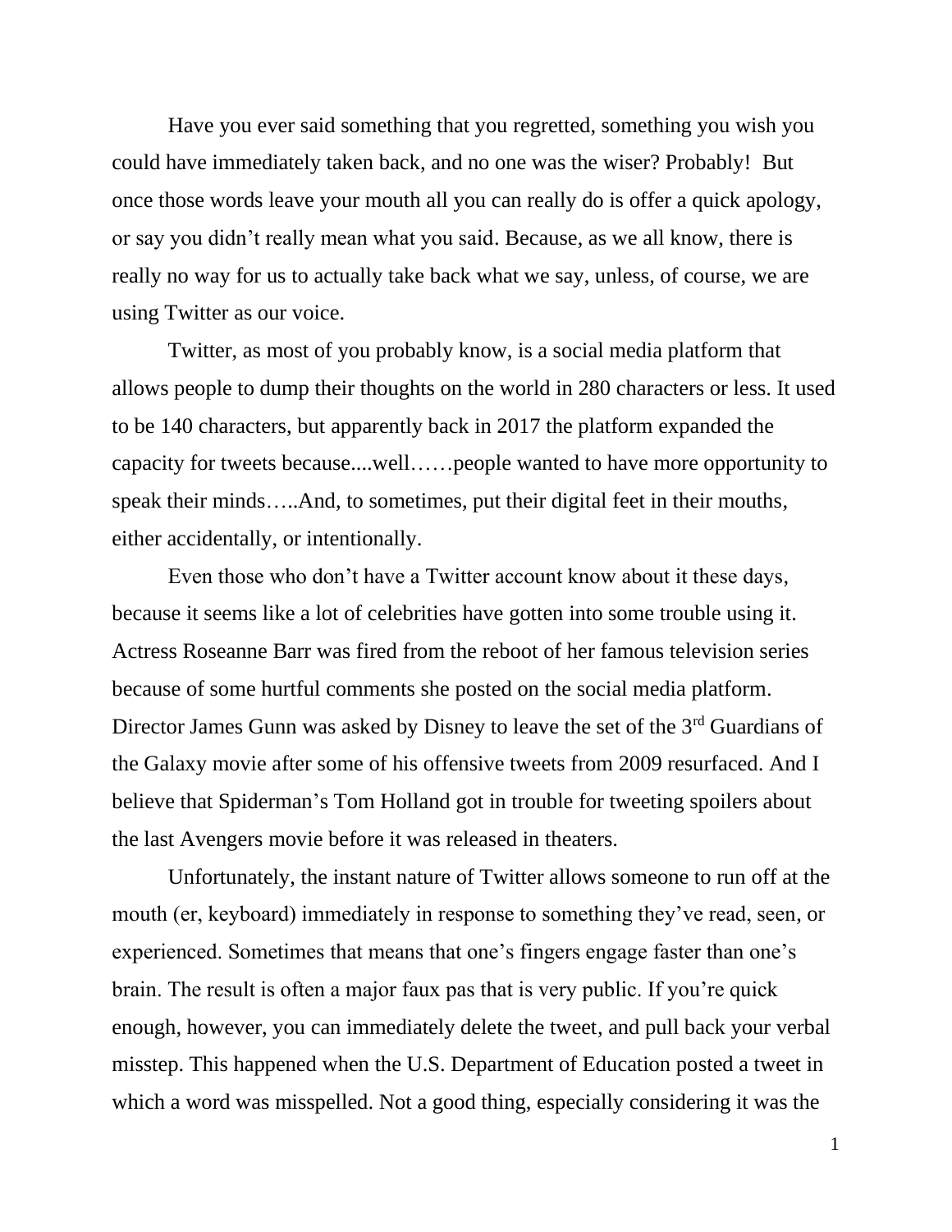Have you ever said something that you regretted, something you wish you could have immediately taken back, and no one was the wiser? Probably!  But once those words leave your mouth all you can really do is offer a quick apology, or say you didn't really mean what you said. Because, as we all know, there is really no way for us to actually take back what we say, unless, of course, we are using Twitter as our voice.

Twitter, as most of you probably know, is a social media platform that allows people to dump their thoughts on the world in 280 characters or less. It used to be 140 characters, but apparently back in 2017 the platform expanded the capacity for tweets because....well……people wanted to have more opportunity to speak their minds…..And, to sometimes, put their digital feet in their mouths, either accidentally, or intentionally.

Even those who don't have a Twitter account know about it these days, because it seems like a lot of celebrities have gotten into some trouble using it. Actress Roseanne Barr was fired from the reboot of her famous television series because of some hurtful comments she posted on the social media platform. Director James Gunn was asked by Disney to leave the set of the 3rd Guardians of the Galaxy movie after some of his offensive tweets from 2009 resurfaced. And I believe that Spiderman's Tom Holland got in trouble for tweeting spoilers about the last Avengers movie before it was released in theaters.

Unfortunately, the instant nature of Twitter allows someone to run off at the mouth (er, keyboard) immediately in response to something they've read, seen, or experienced. Sometimes that means that one's fingers engage faster than one's brain. The result is often a major faux pas that is very public. If you're quick enough, however, you can immediately delete the tweet, and pull back your verbal misstep. This happened when the U.S. Department of Education posted a tweet in which a word was misspelled. Not a good thing, especially considering it was the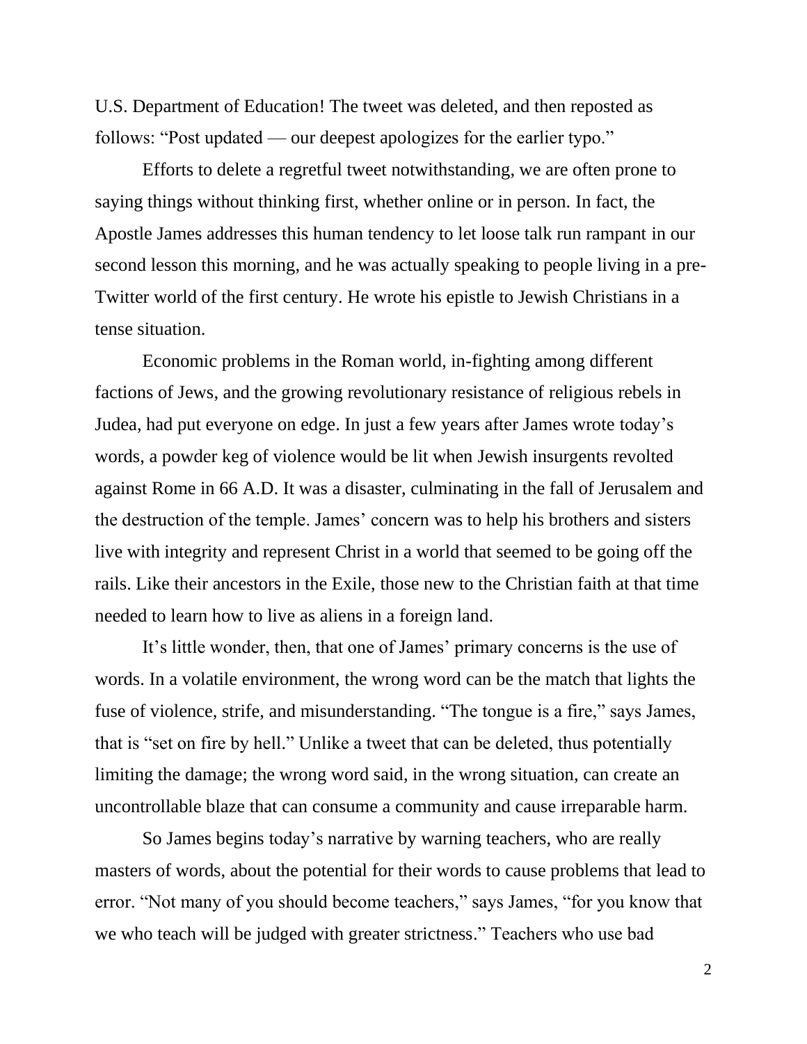U.S. Department of Education! The tweet was deleted, and then reposted as follows: "Post updated — our deepest apologizes for the earlier typo."

Efforts to delete a regretful tweet notwithstanding, we are often prone to saying things without thinking first, whether online or in person. In fact, the Apostle James addresses this human tendency to let loose talk run rampant in our second lesson this morning, and he was actually speaking to people living in a pre-Twitter world of the first century. He wrote his epistle to Jewish Christians in a tense situation.

Economic problems in the Roman world, in-fighting among different factions of Jews, and the growing revolutionary resistance of religious rebels in Judea, had put everyone on edge. In just a few years after James wrote today's words, a powder keg of violence would be lit when Jewish insurgents revolted against Rome in 66 A.D. It was a disaster, culminating in the fall of Jerusalem and the destruction of the temple. James' concern was to help his brothers and sisters live with integrity and represent Christ in a world that seemed to be going off the rails. Like their ancestors in the Exile, those new to the Christian faith at that time needed to learn how to live as aliens in a foreign land.

It's little wonder, then, that one of James' primary concerns is the use of words. In a volatile environment, the wrong word can be the match that lights the fuse of violence, strife, and misunderstanding. "The tongue is a fire," says James, that is "set on fire by hell." Unlike a tweet that can be deleted, thus potentially limiting the damage; the wrong word said, in the wrong situation, can create an uncontrollable blaze that can consume a community and cause irreparable harm.

So James begins today's narrative by warning teachers, who are really masters of words, about the potential for their words to cause problems that lead to error. "Not many of you should become teachers," says James, "for you know that we who teach will be judged with greater strictness." Teachers who use bad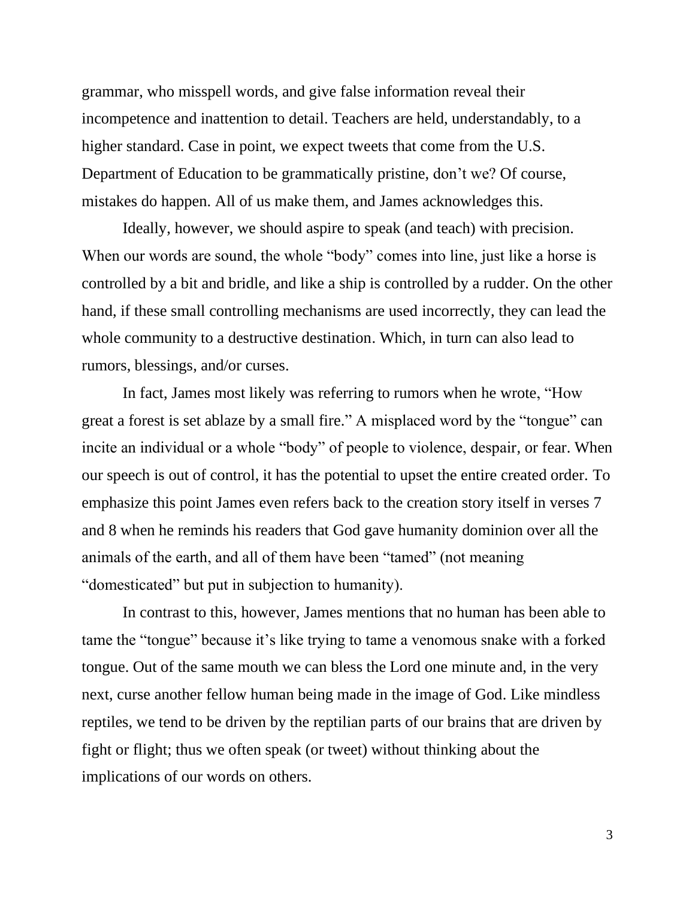grammar, who misspell words, and give false information reveal their incompetence and inattention to detail. Teachers are held, understandably, to a higher standard. Case in point, we expect tweets that come from the U.S. Department of Education to be grammatically pristine, don't we? Of course, mistakes do happen. All of us make them, and James acknowledges this.

Ideally, however, we should aspire to speak (and teach) with precision. When our words are sound, the whole "body" comes into line, just like a horse is controlled by a bit and bridle, and like a ship is controlled by a rudder. On the other hand, if these small controlling mechanisms are used incorrectly, they can lead the whole community to a destructive destination. Which, in turn can also lead to rumors, blessings, and/or curses.

In fact, James most likely was referring to rumors when he wrote, "How great a forest is set ablaze by a small fire." A misplaced word by the "tongue" can incite an individual or a whole "body" of people to violence, despair, or fear. When our speech is out of control, it has the potential to upset the entire created order. To emphasize this point James even refers back to the creation story itself in verses 7 and 8 when he reminds his readers that God gave humanity dominion over all the animals of the earth, and all of them have been "tamed" (not meaning "domesticated" but put in subjection to humanity).

In contrast to this, however, James mentions that no human has been able to tame the "tongue" because it's like trying to tame a venomous snake with a forked tongue. Out of the same mouth we can bless the Lord one minute and, in the very next, curse another fellow human being made in the image of God. Like mindless reptiles, we tend to be driven by the reptilian parts of our brains that are driven by fight or flight; thus we often speak (or tweet) without thinking about the implications of our words on others.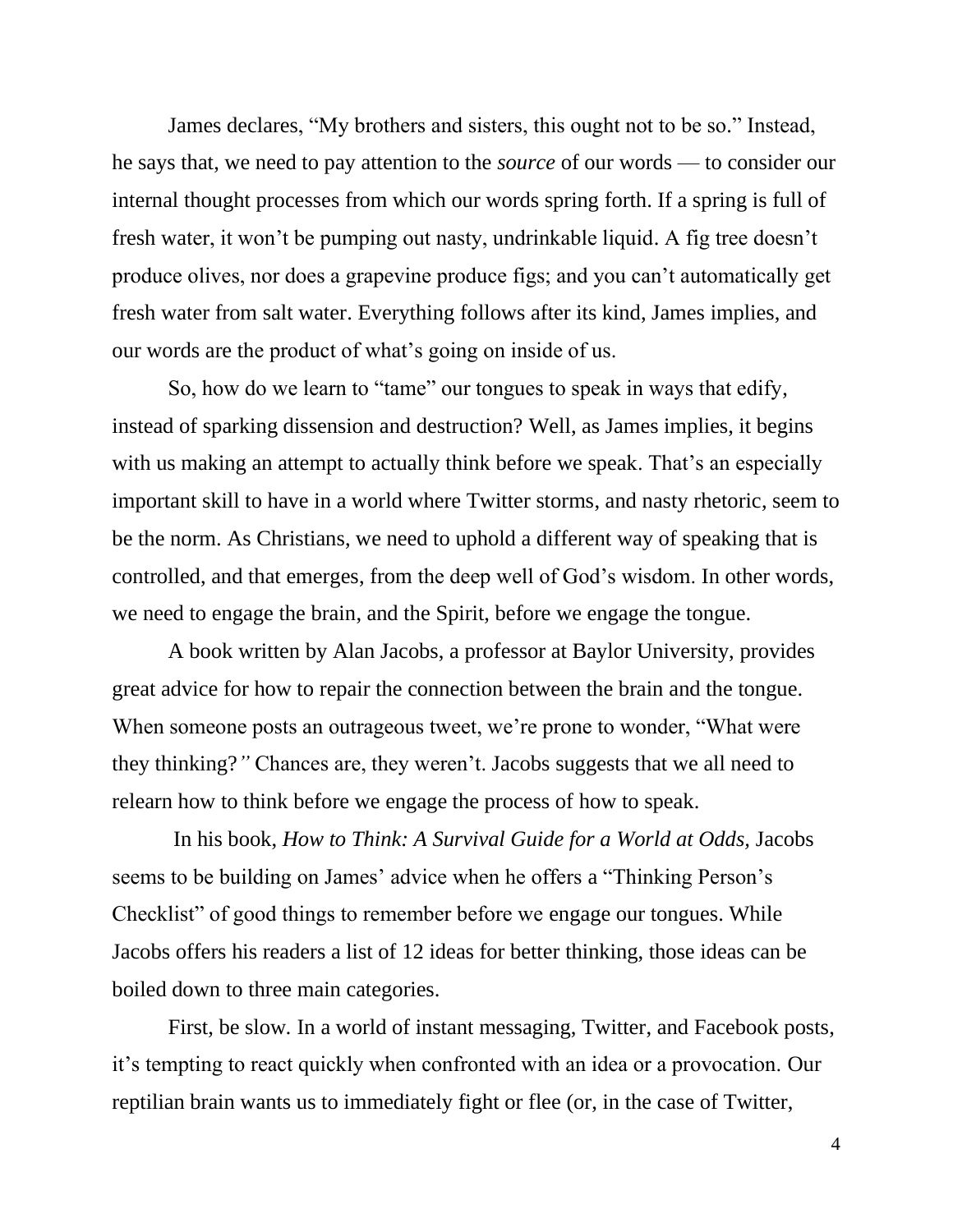James declares, “My brothers and sisters, this ought not to be so.” Instead, he says that, we need to pay attention to the *source* of our words — to consider our internal thought processes from which our words spring forth. If a spring is full of fresh water, it won’t be pumping out nasty, undrinkable liquid. A fig tree doesn’t produce olives, nor does a grapevine produce figs; and you can’t automatically get fresh water from salt water. Everything follows after its kind, James implies, and our words are the product of what’s going on inside of us.

So, how do we learn to “tame” our tongues to speak in ways that edify, instead of sparking dissension and destruction? Well, as James implies, it begins with us making an attempt to actually think before we speak. That’s an especially important skill to have in a world where Twitter storms, and nasty rhetoric, seem to be the norm. As Christians, we need to uphold a different way of speaking that is controlled, and that emerges, from the deep well of God’s wisdom. In other words, we need to engage the brain, and the Spirit, before we engage the tongue.

A book written by Alan Jacobs, a professor at Baylor University, provides great advice for how to repair the connection between the brain and the tongue. When someone posts an outrageous tweet, we’re prone to wonder, “What were they thinking?” Chances are, they weren’t. Jacobs suggests that we all need to relearn how to think before we engage the process of how to speak.

In his book, *How to Think: A Survival Guide for a World at Odds,* Jacobs seems to be building on James’ advice when he offers a “Thinking Person’s Checklist” of good things to remember before we engage our tongues. While Jacobs offers his readers a list of 12 ideas for better thinking, those ideas can be boiled down to three main categories.

First, be slow. In a world of instant messaging, Twitter, and Facebook posts, it’s tempting to react quickly when confronted with an idea or a provocation. Our reptilian brain wants us to immediately fight or flee (or, in the case of Twitter,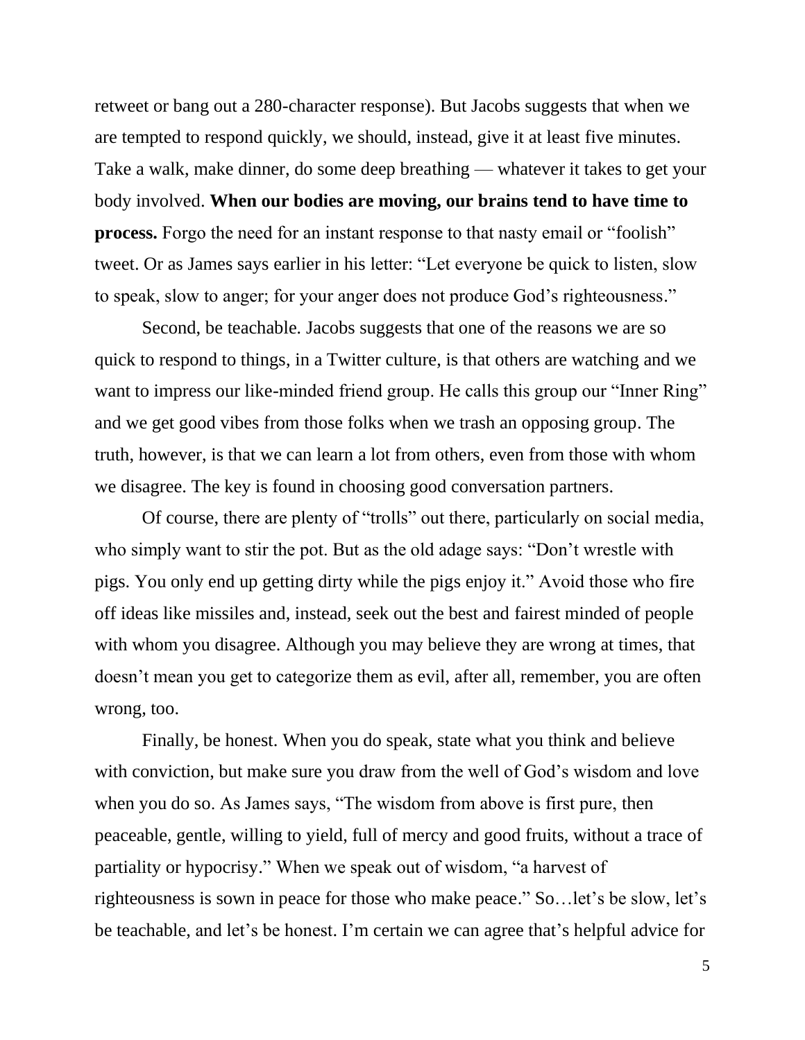retweet or bang out a 280-character response). But Jacobs suggests that when we are tempted to respond quickly, we should, instead, give it at least five minutes. Take a walk, make dinner, do some deep breathing — whatever it takes to get your body involved. **When our bodies are moving, our brains tend to have time to process.** Forgo the need for an instant response to that nasty email or "foolish" tweet. Or as James says earlier in his letter: "Let everyone be quick to listen, slow to speak, slow to anger; for your anger does not produce God's righteousness."

Second, be teachable. Jacobs suggests that one of the reasons we are so quick to respond to things, in a Twitter culture, is that others are watching and we want to impress our like-minded friend group. He calls this group our "Inner Ring" and we get good vibes from those folks when we trash an opposing group. The truth, however, is that we can learn a lot from others, even from those with whom we disagree. The key is found in choosing good conversation partners.

Of course, there are plenty of "trolls" out there, particularly on social media, who simply want to stir the pot. But as the old adage says: "Don't wrestle with pigs. You only end up getting dirty while the pigs enjoy it." Avoid those who fire off ideas like missiles and, instead, seek out the best and fairest minded of people with whom you disagree. Although you may believe they are wrong at times, that doesn't mean you get to categorize them as evil, after all, remember, you are often wrong, too.

Finally, be honest. When you do speak, state what you think and believe with conviction, but make sure you draw from the well of God's wisdom and love when you do so. As James says, "The wisdom from above is first pure, then peaceable, gentle, willing to yield, full of mercy and good fruits, without a trace of partiality or hypocrisy." When we speak out of wisdom, "a harvest of righteousness is sown in peace for those who make peace." So…let's be slow, let's be teachable, and let's be honest. I'm certain we can agree that's helpful advice for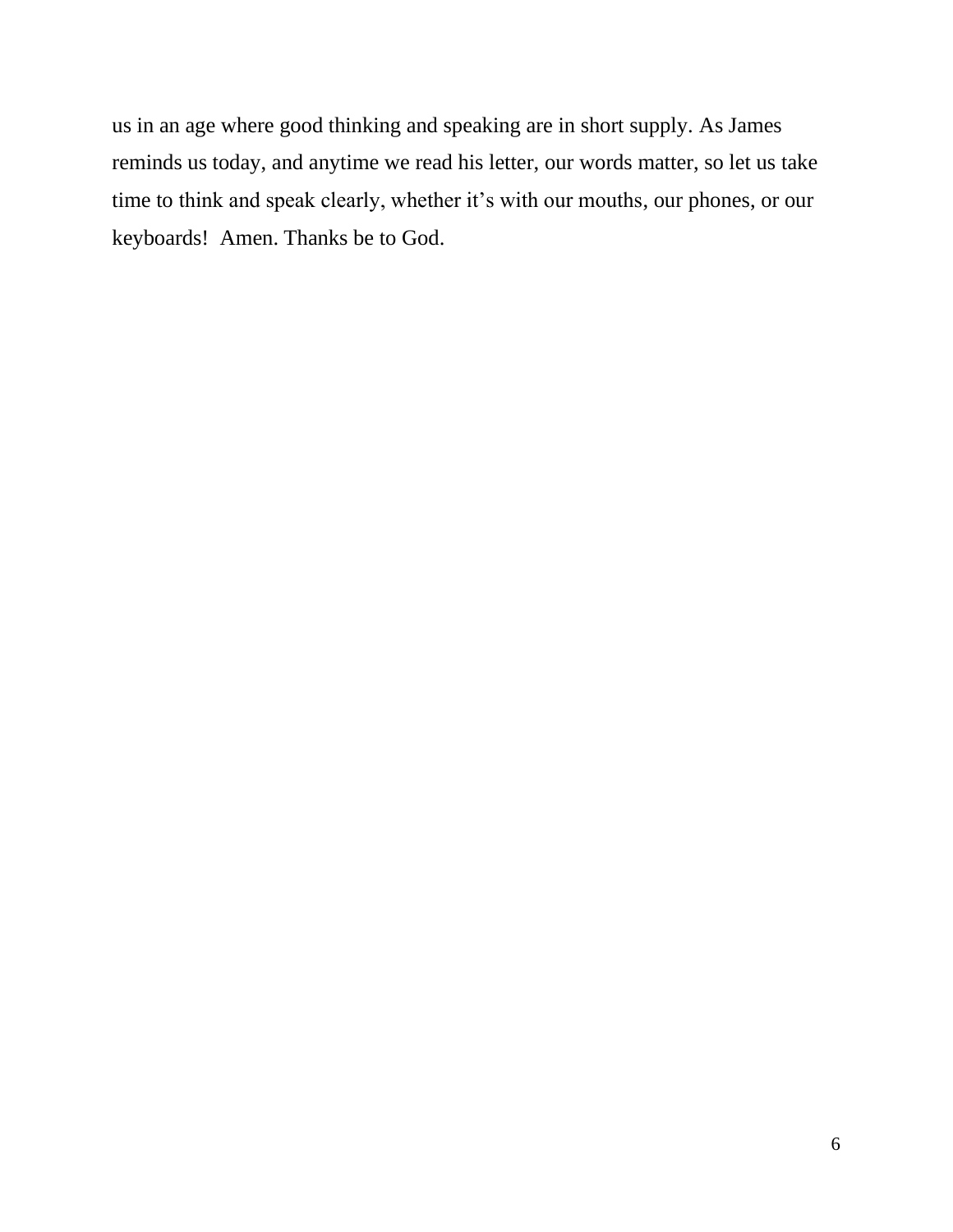us in an age where good thinking and speaking are in short supply. As James reminds us today, and anytime we read his letter, our words matter, so let us take time to think and speak clearly, whether it's with our mouths, our phones, or our keyboards!  Amen. Thanks be to God.